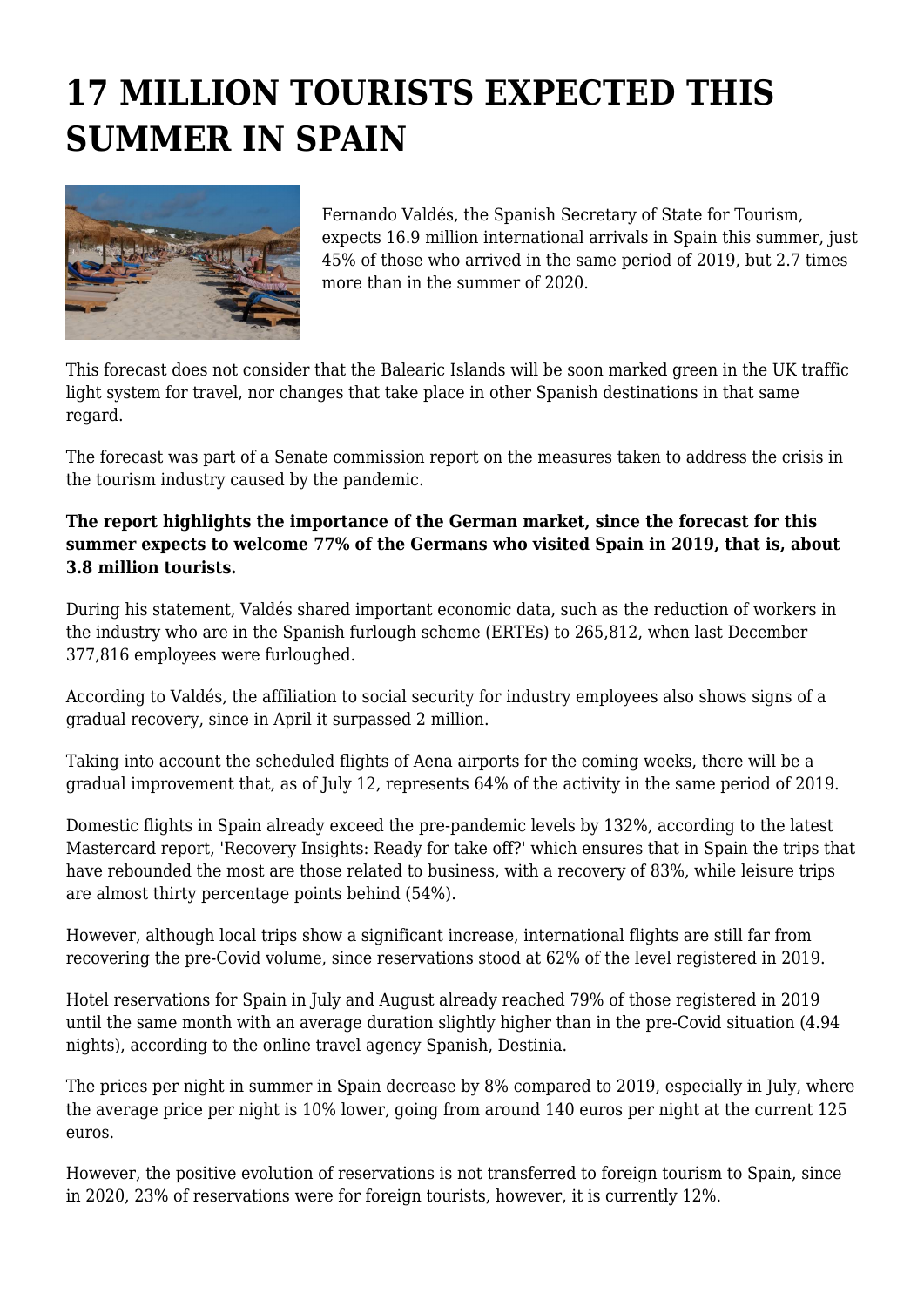# 17 MILLION TOURISTS EXPECTED THIS SUMMER IN SPAIN

Fernando Valdés, the Spanish Secretary of State for Tourism, expects 16.9 million international arrivals in Spain this summer, just 45% of those who arrived in the same period of 2019, but 2.7 times more than in the summer of 2020.

This forecast does not consider that the Balearic Islands will be soon marked green in the UK traffic light system for travel, nor changes that take place in other Spanish destinations in that same regard.

The forecast was part of a Senate commission report on the measures taken to address the crisis in the tourism industry caused by the pandemic.

**The report highlights the importance of the German market, since the forecast for this summer expects to welcome 77% of the Germans who visited Spain in 2019, that is, about 3.8 million tourists.**

During his statement, Valdés shared important economic data, such as the reduction of workers in the industry who are in the Spanish furlough scheme (ERTEs) to 265,812, when last December 377,816 employees were furloughed.

According to Valdés, the affiliation to social security for industry employees also shows signs of a gradual recovery, since in April it surpassed 2 million.

Taking into account the scheduled flights of Aena airports for the coming weeks, there will be a gradual improvement that, as of July 12, represents 64% of the activity in the same period of 2019.

Domestic flights in Spain already exceed the pre-pandemic levels by 132%, according to the latest Mastercard report, 'Recovery Insights: Ready for take off?' which ensures that in Spain the trips that have rebounded the most are those related to business, with a recovery of 83%, while leisure trips are almost thirty percentage points behind (54%).

However, although local trips show a significant increase, international flights are still far from recovering the pre-Covid volume, since reservations stood at 62% of the level registered in 2019.

Hotel reservations for Spain in July and August already reached 79% of those registered in 2019 until the same month with an average duration slightly higher than in the pre-Covid situation (4.94 nights), according to the online travel agency Spanish, Destinia.

The prices per night in summer in Spain decrease by 8% compared to 2019, especially in July, where the average price per night is 10% lower, going from around 140 euros per night at the current 125 euros.

However, the positive evolution of reservations is not transferred to foreign tourism to Spain, since in 2020, 23% of reservations were for foreign tourists, however, it is currently 12%.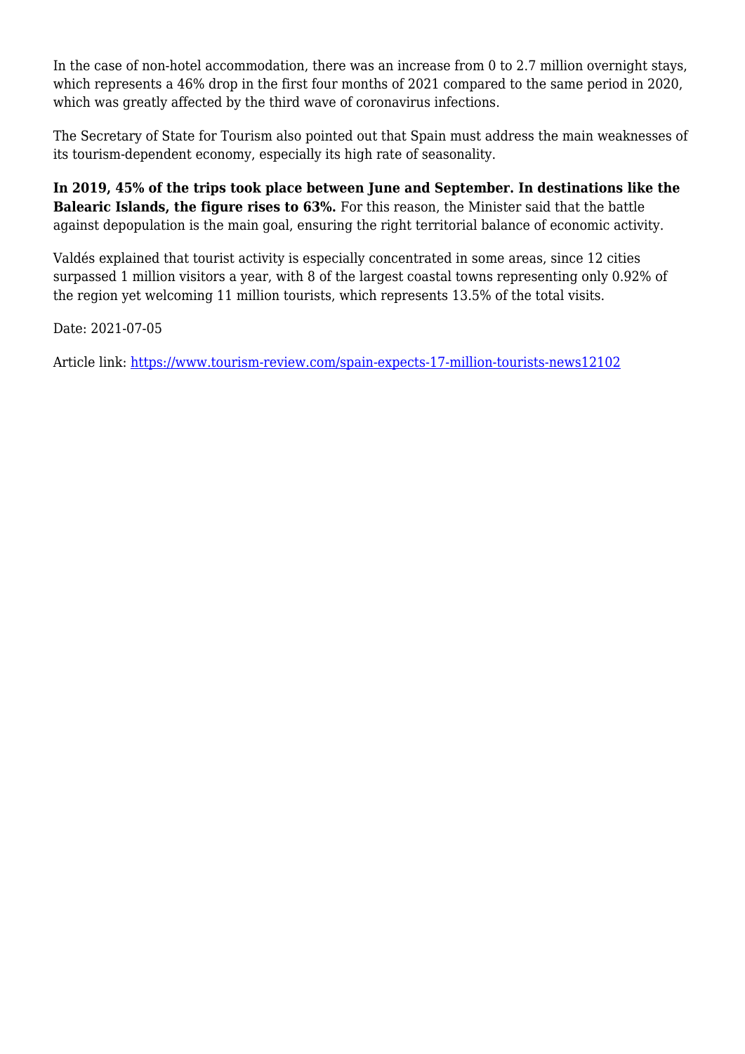In the case of non-hotel accommodation, there was an increase from 0 to 2.7 million overnight stays, which represents a 46% drop in the first four months of 2021 compared to the same period in 2020, which was greatly affected by the third wave of coronavirus infections.

The Secretary of State for Tourism also pointed out that Spain must address the main weaknesses of its tourism-dependent economy, especially its high rate of seasonality.

**In 2019, 45% of the trips took place between June and September. In destinations like the Balearic Islands, the figure rises to 63%.** For this reason, the Minister said that the battle against depopulation is the main goal, ensuring the right territorial balance of economic activity.

Valdés explained that tourist activity is especially concentrated in some areas, since 12 cities surpassed 1 million visitors a year, with 8 of the largest coastal towns representing only 0.92% of the region yet welcoming 11 million tourists, which represents 13.5% of the total visits.

Date: 2021-07-05

Article link: https://www.tourism-review.com/spain-expects-17-million-tourists-news12102